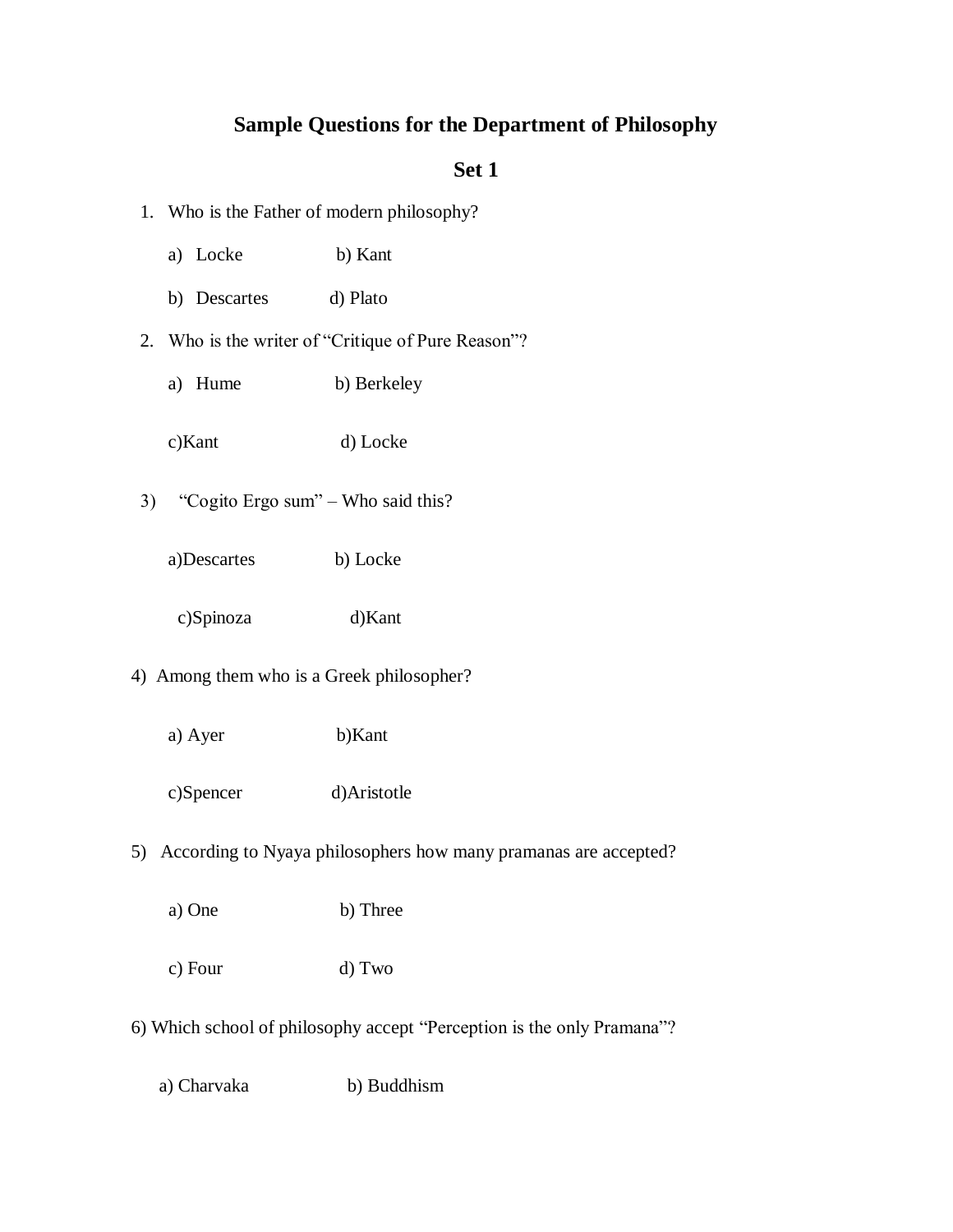# Sample Questions for the Department of Philosophy

## Set 1

1. Who is the Father of modern philosophy?

   a) Locke b) Kant

   b) Descartes d) Plato

2. Who is the writer of "Critique of Pure Reason"?

   a) Hume b) Berkeley

   c)Kant d) Locke

3) "Cogito Ergo sum" – Who said this?

   a)Descartes b) Locke

   c)Spinoza d)Kant

4) Among them who is a Greek philosopher?

   a) Ayer b)Kant

   c)Spencer d)Aristotle

5) According to Nyaya philosophers how many pramanas are accepted?

   a) One b) Three

   c) Four d) Two

6) Which school of philosophy accept "Perception is the only Pramana"?

   a) Charvaka b) Buddhism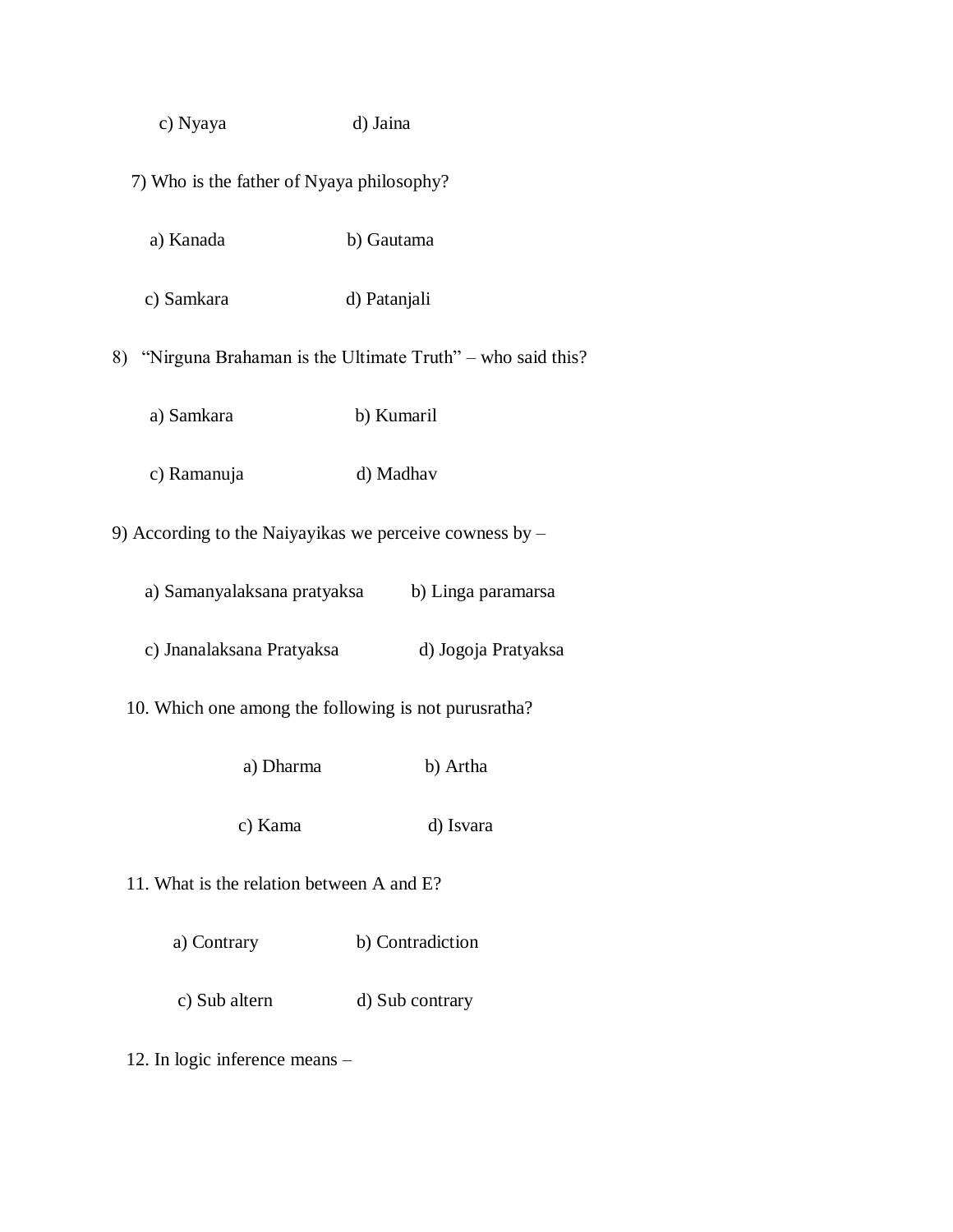c) Nyaya d) Jaina

7) Who is the father of Nyaya philosophy?

a) Kanada b) Gautama

c) Samkara d) Patanjali

8) "Nirguna Brahaman is the Ultimate Truth" – who said this?

a) Samkara b) Kumaril

c) Ramanuja d) Madhav

9) According to the Naiyayikas we perceive cowness by –

a) Samanyalaksana pratyaksa b) Linga paramarsa

c) Jnanalaksana Pratyaksa d) Jogoja Pratyaksa

10. Which one among the following is not purusratha?

a) Dharma b) Artha

c) Kama d) Isvara

11. What is the relation between A and E?

a) Contrary b) Contradiction

c) Sub altern d) Sub contrary

12. In logic inference means –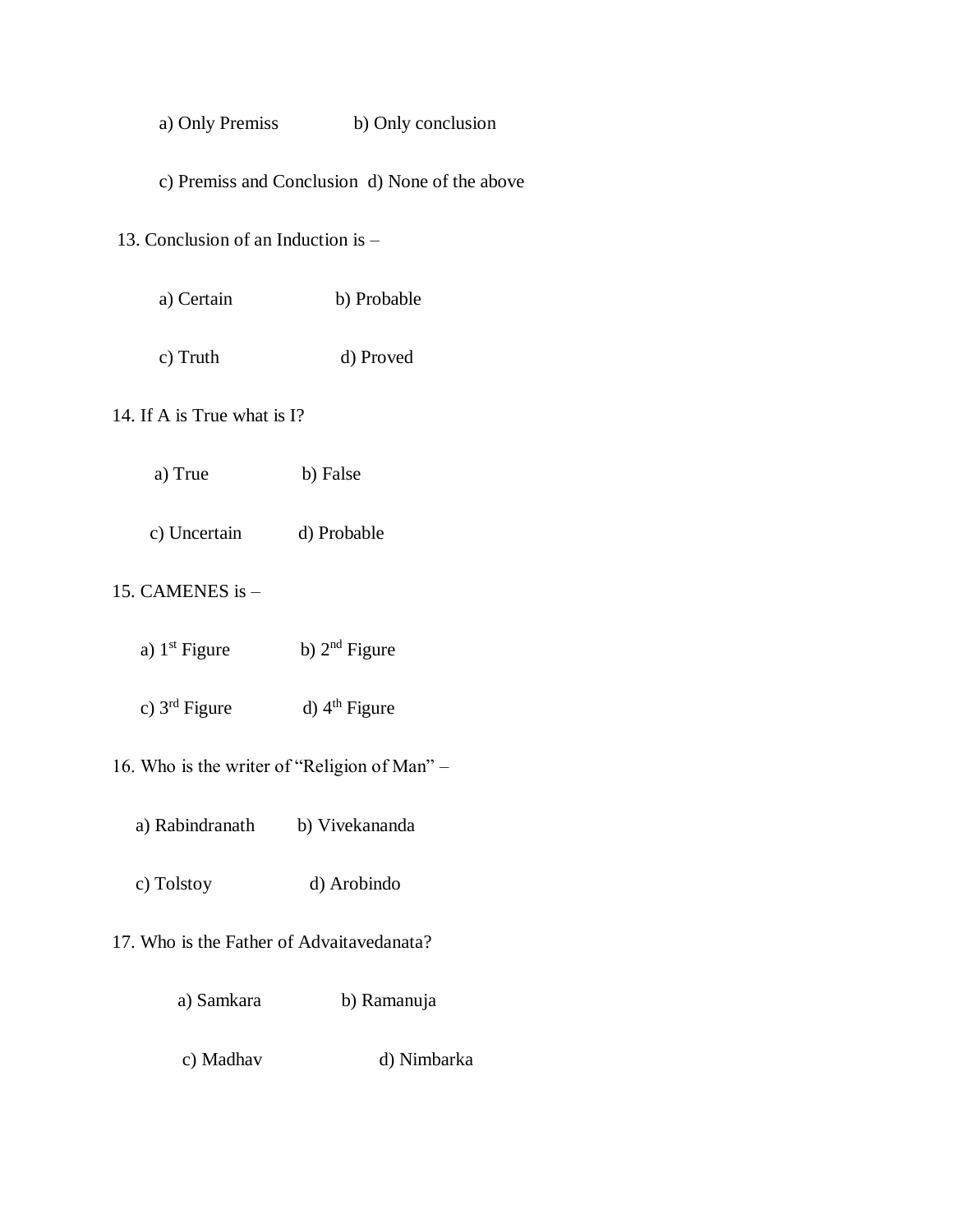a) Only Premiss b) Only conclusion

c) Premiss and Conclusion d) None of the above

13. Conclusion of an Induction is –

a) Certain b) Probable

c) Truth d) Proved

14. If A is True what is I?

a) True b) False

c) Uncertain d) Probable

15. CAMENES is –

a) 1st Figure b) 2nd Figure

c) 3rd Figure d) 4th Figure

16. Who is the writer of "Religion of Man" –

a) Rabindranath b) Vivekananda

c) Tolstoy d) Arobindo

17. Who is the Father of Advaitavedanata?

a) Samkara b) Ramanuja

c) Madhav d) Nimbarka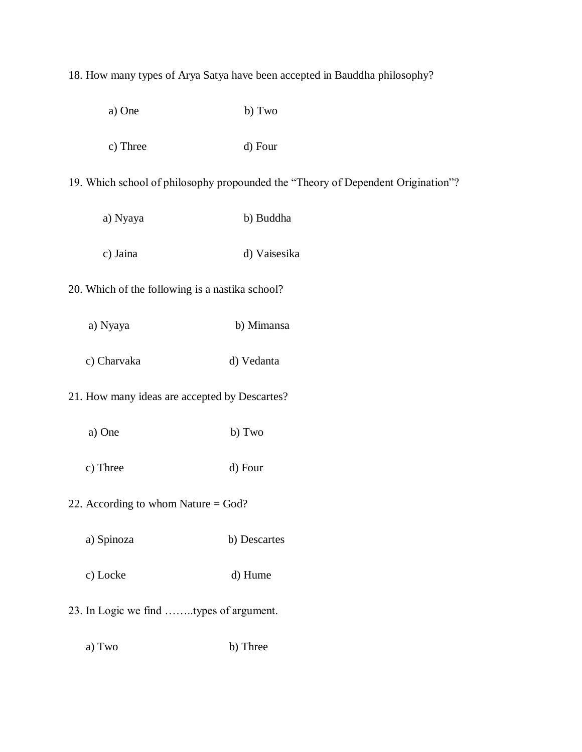18. How many types of Arya Satya have been accepted in Bauddha philosophy?

a) One b) Two

c) Three d) Four

19. Which school of philosophy propounded the "Theory of Dependent Origination"?

a) Nyaya b) Buddha

c) Jaina d) Vaisesika

20. Which of the following is a nastika school?

a) Nyaya b) Mimansa

c) Charvaka d) Vedanta

21. How many ideas are accepted by Descartes?

a) One b) Two

c) Three d) Four

22. According to whom Nature = God?

a) Spinoza b) Descartes

c) Locke d) Hume

23. In Logic we find ……..types of argument.

a) Two b) Three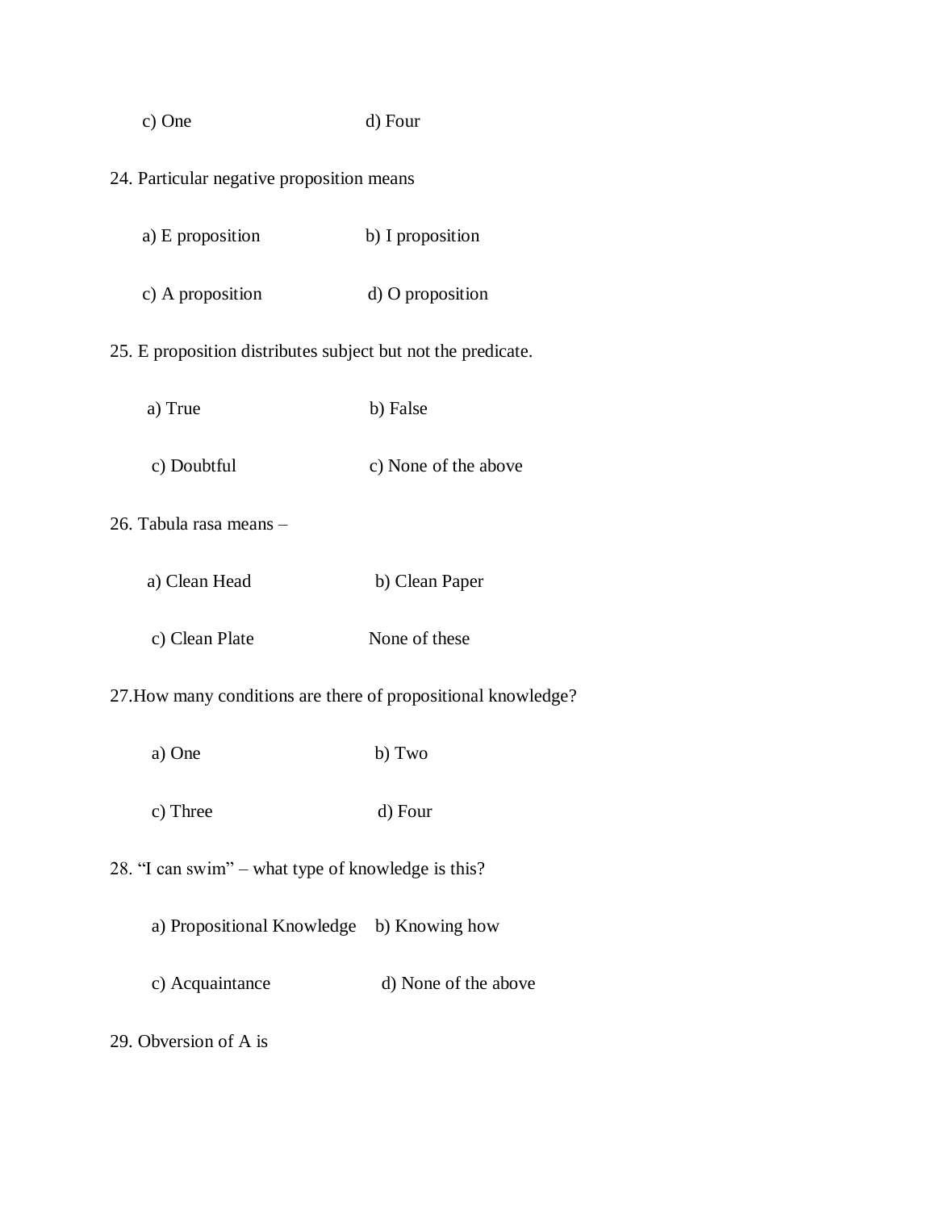c) One d) Four

24. Particular negative proposition means

a) E proposition b) I proposition

c) A proposition d) O proposition

25. E proposition distributes subject but not the predicate.

a) True b) False

c) Doubtful c) None of the above

26. Tabula rasa means –

a) Clean Head b) Clean Paper

c) Clean Plate None of these

27.How many conditions are there of propositional knowledge?

a) One b) Two

c) Three d) Four

28. "I can swim" – what type of knowledge is this?

a) Propositional Knowledge b) Knowing how

c) Acquaintance d) None of the above

29. Obversion of A is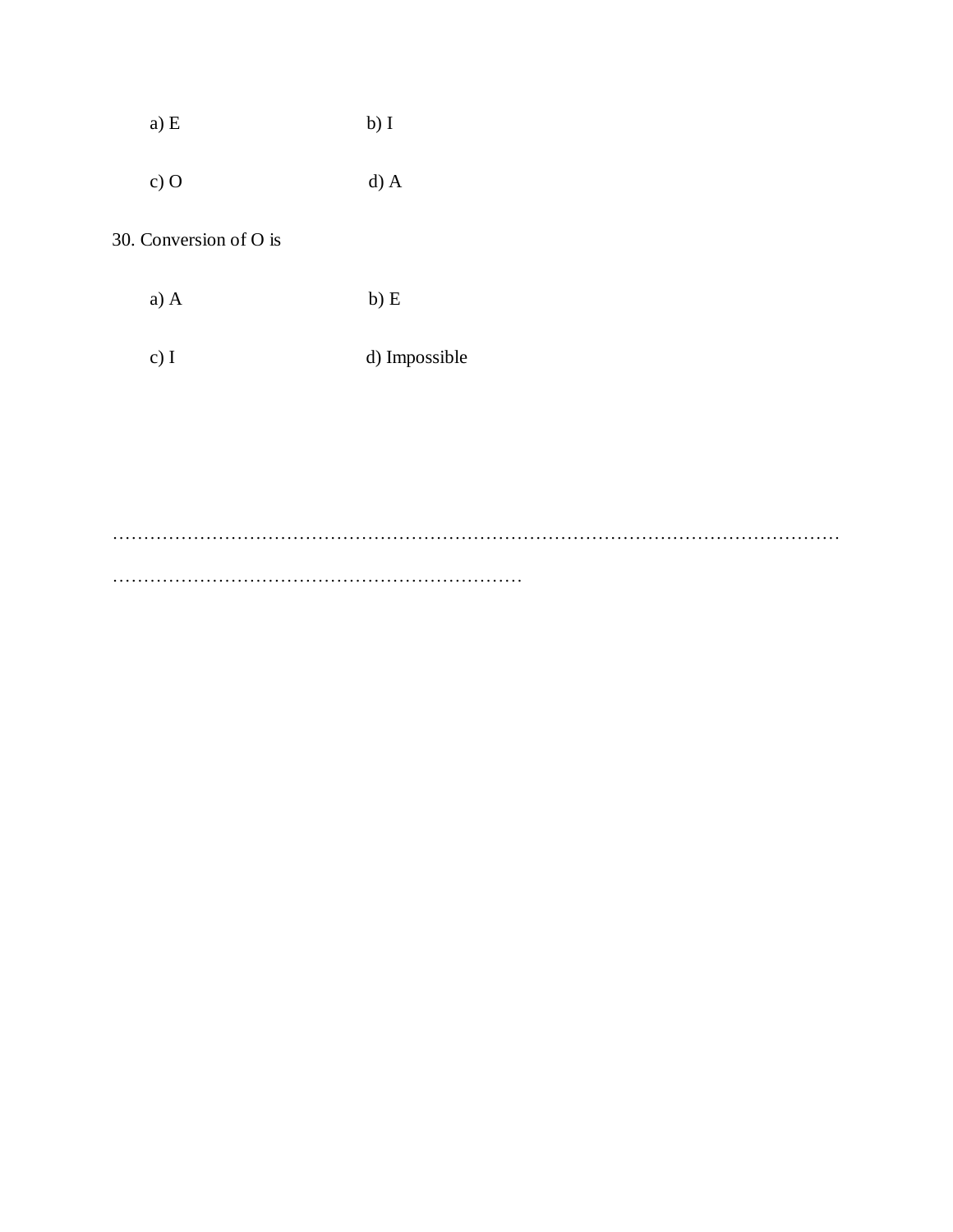a) E b) I

c) O d) A

30. Conversion of O is

a) A b) E

c) I d) Impossible

…………………………………………………………………………………………………………

……………………………………………………………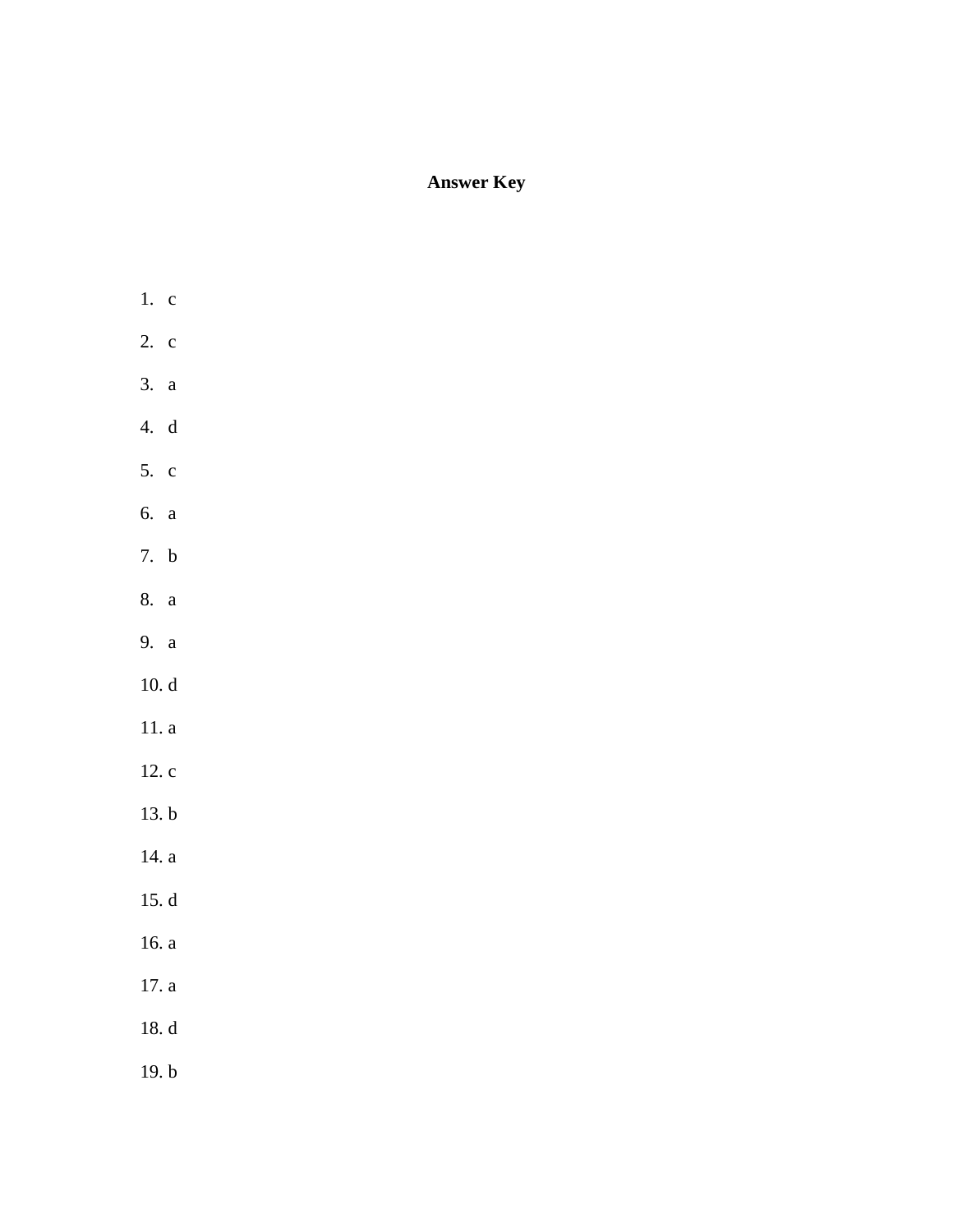**Answer Key**

1. c
2. c
3. a
4. d
5. c
6. a
7. b
8. a
9. a
10. d
11. a
12. c
13. b
14. a
15. d
16. a
17. a
18. d
19. b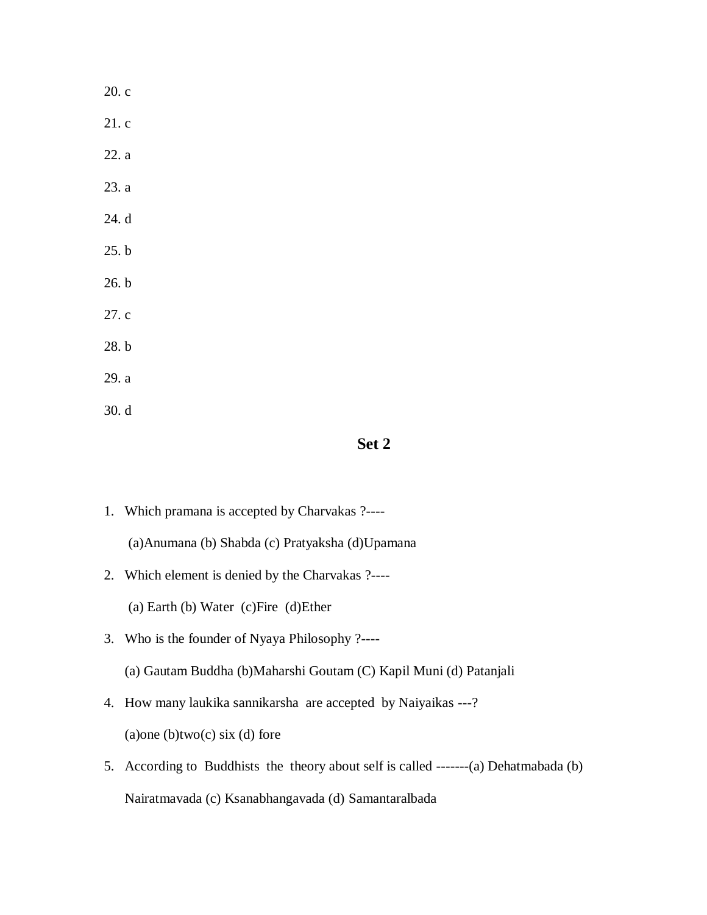20. c

21. c

22. a

23. a

24. d

25. b

26. b

27. c

28. b

29. a

30. d

## Set 2

1. Which pramana is accepted by Charvakas ?----

   (a)Anumana (b) Shabda (c) Pratyaksha (d)Upamana

2. Which element is denied by the Charvakas ?----

   (a) Earth (b) Water (c)Fire (d)Ether

3. Who is the founder of Nyaya Philosophy ?----

   (a) Gautam Buddha (b)Maharshi Goutam (C) Kapil Muni (d) Patanjali

4. How many laukika sannikarsha are accepted by Naiyaikas ---?

   (a)one (b)two(c) six (d) fore

5. According to Buddhists the theory about self is called -------(a) Dehatmabada (b) Nairatmavada (c) Ksanabhangavada (d) Samantaralbada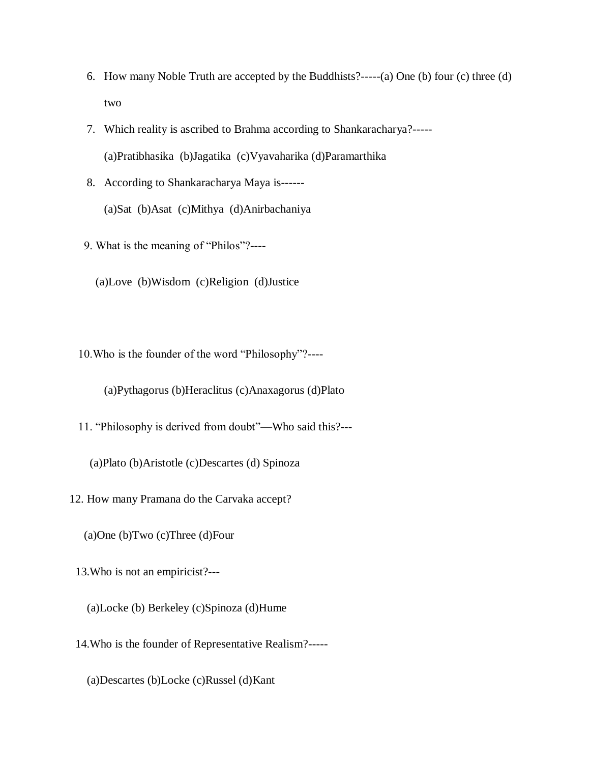6. How many Noble Truth are accepted by the Buddhists?-----(a) One (b) four (c) three (d) two

7. Which reality is ascribed to Brahma according to Shankaracharya?-----

   (a)Pratibhasika (b)Jagatika (c)Vyavaharika (d)Paramarthika

8. According to Shankaracharya Maya is------

   (a)Sat (b)Asat (c)Mithya (d)Anirbachaniya

9. What is the meaning of "Philos"?----

   (a)Love (b)Wisdom (c)Religion (d)Justice

10. Who is the founder of the word "Philosophy"?----

    (a)Pythagorus (b)Heraclitus (c)Anaxagorus (d)Plato

11. "Philosophy is derived from doubt"—Who said this?---

    (a)Plato (b)Aristotle (c)Descartes (d) Spinoza

12. How many Pramana do the Carvaka accept?

    (a)One (b)Two (c)Three (d)Four

13. Who is not an empiricist?---

    (a)Locke (b) Berkeley (c)Spinoza (d)Hume

14. Who is the founder of Representative Realism?-----

    (a)Descartes (b)Locke (c)Russel (d)Kant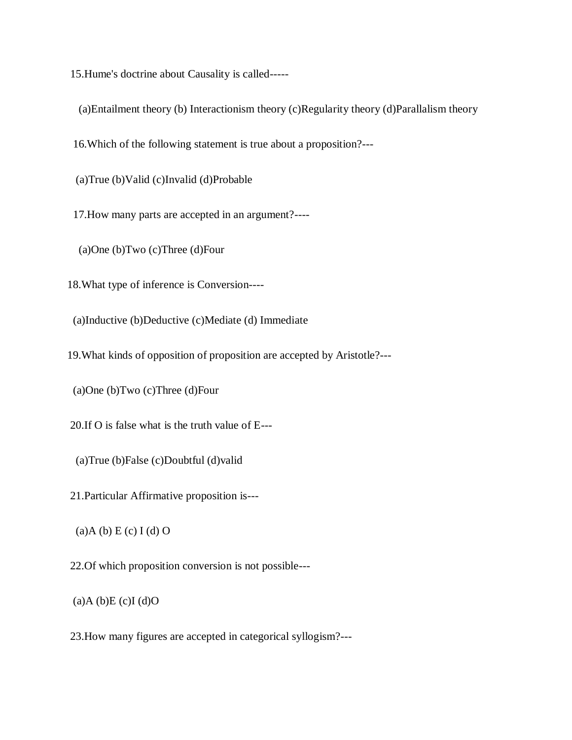15.Hume's doctrine about Causality is called-----

(a)Entailment theory (b) Interactionism theory (c)Regularity theory (d)Parallalism theory

16.Which of the following statement is true about a proposition?---

(a)True (b)Valid (c)Invalid (d)Probable

17.How many parts are accepted in an argument?----

(a)One (b)Two (c)Three (d)Four

18.What type of inference is Conversion----

(a)Inductive (b)Deductive (c)Mediate (d) Immediate

19.What kinds of opposition of proposition are accepted by Aristotle?---

(a)One (b)Two (c)Three (d)Four

20.If O is false what is the truth value of E---

(a)True (b)False (c)Doubtful (d)valid

21.Particular Affirmative proposition is---

(a)A (b) E (c) I (d) O

22.Of which proposition conversion is not possible---

(a)A (b)E (c)I (d)O

23.How many figures are accepted in categorical syllogism?---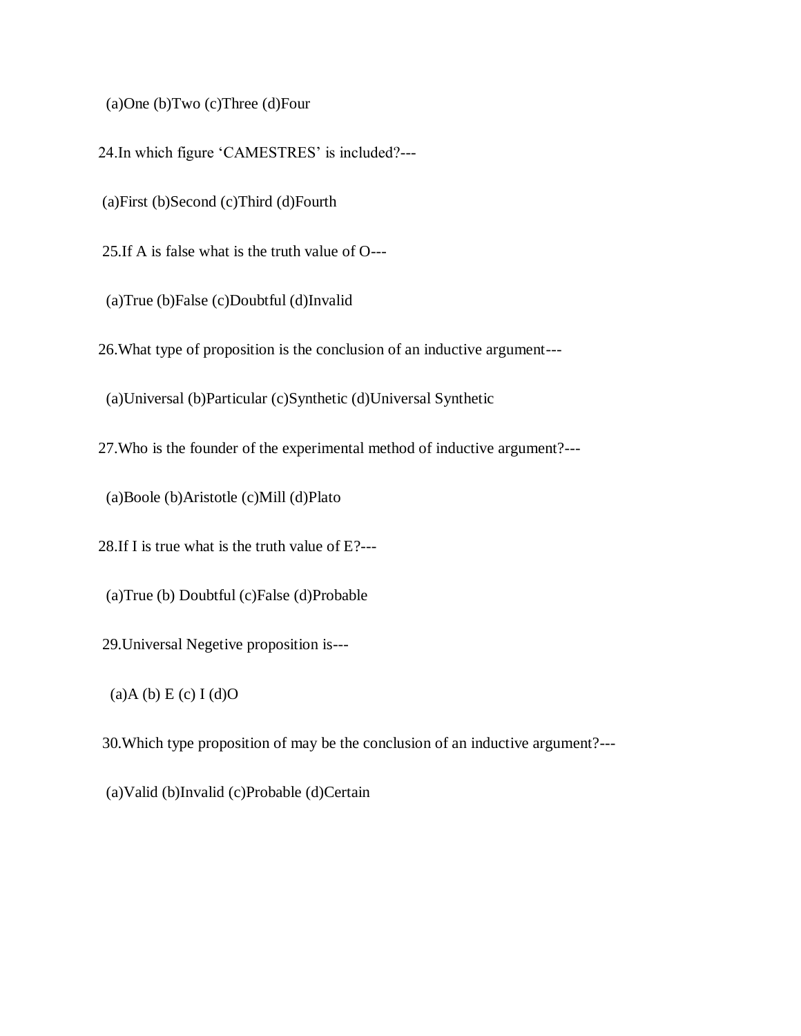(a)One (b)Two (c)Three (d)Four

24.In which figure 'CAMESTRES' is included?---

(a)First (b)Second (c)Third (d)Fourth

25.If A is false what is the truth value of O---

(a)True (b)False (c)Doubtful (d)Invalid

26.What type of proposition is the conclusion of an inductive argument---

(a)Universal (b)Particular (c)Synthetic (d)Universal Synthetic

27.Who is the founder of the experimental method of inductive argument?---

(a)Boole (b)Aristotle (c)Mill (d)Plato

28.If I is true what is the truth value of E?---

(a)True (b) Doubtful (c)False (d)Probable

29.Universal Negetive proposition is---

(a)A (b) E (c) I (d)O

30.Which type proposition of may be the conclusion of an inductive argument?---

(a)Valid (b)Invalid (c)Probable (d)Certain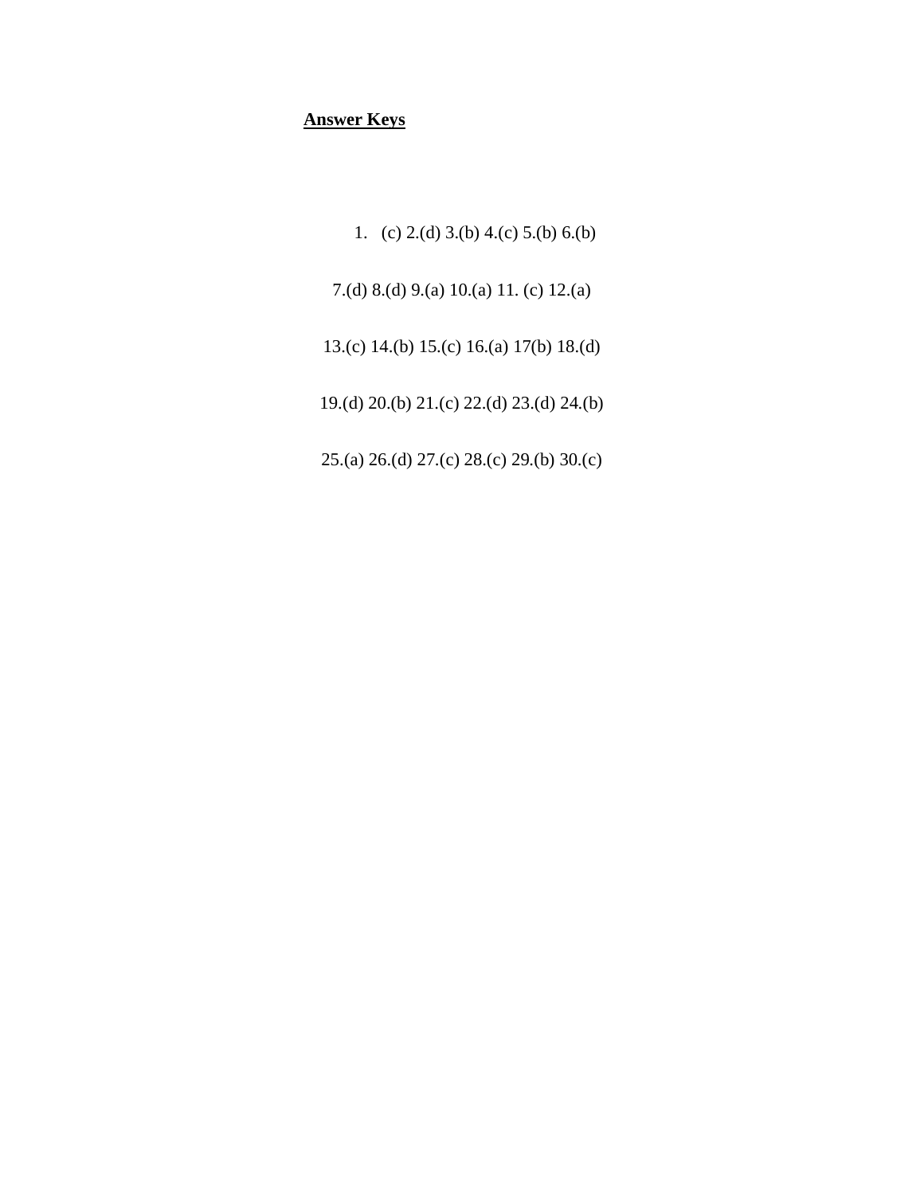**Answer Keys**

1. (c) 2.(d) 3.(b) 4.(c) 5.(b) 6.(b)

7.(d) 8.(d) 9.(a) 10.(a) 11. (c) 12.(a)

13.(c) 14.(b) 15.(c) 16.(a) 17(b) 18.(d)

19.(d) 20.(b) 21.(c) 22.(d) 23.(d) 24.(b)

25.(a) 26.(d) 27.(c) 28.(c) 29.(b) 30.(c)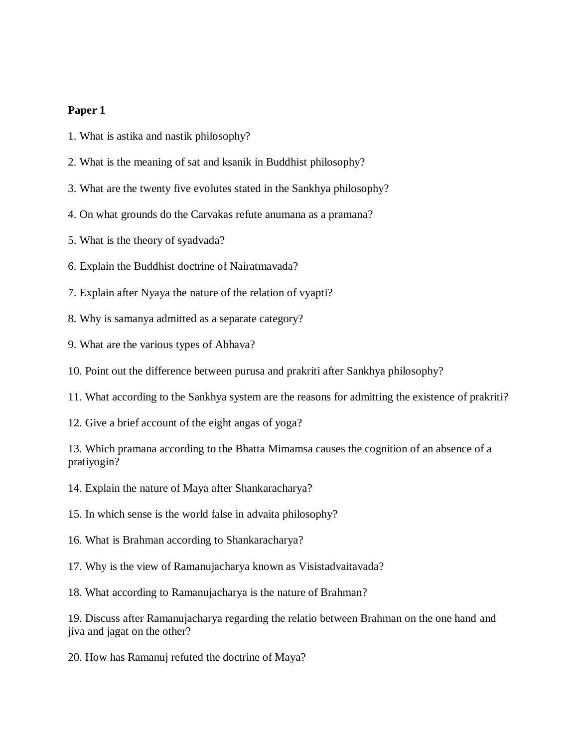**Paper 1**

1. What is astika and nastik philosophy?

2. What is the meaning of sat and ksanik in Buddhist philosophy?

3. What are the twenty five evolutes stated in the Sankhya philosophy?

4. On what grounds do the Carvakas refute anumana as a pramana?

5. What is the theory of syadvada?

6. Explain the Buddhist doctrine of Nairatmavada?

7. Explain after Nyaya the nature of the relation of vyapti?

8. Why is samanya admitted as a separate category?

9. What are the various types of Abhava?

10. Point out the difference between purusa and prakriti after Sankhya philosophy?

11. What according to the Sankhya system are the reasons for admitting the existence of prakriti?

12. Give a brief account of the eight angas of yoga?

13. Which pramana according to the Bhatta Mimamsa causes the cognition of an absence of a pratiyogin?

14. Explain the nature of Maya after Shankaracharya?

15. In which sense is the world false in advaita philosophy?

16. What is Brahman according to Shankaracharya?

17. Why is the view of Ramanujacharya known as Visistadvaitavada?

18. What according to Ramanujacharya is the nature of Brahman?

19. Discuss after Ramanujacharya regarding the relatio between Brahman on the one hand and jiva and jagat on the other?

20. How has Ramanuj refuted the doctrine of Maya?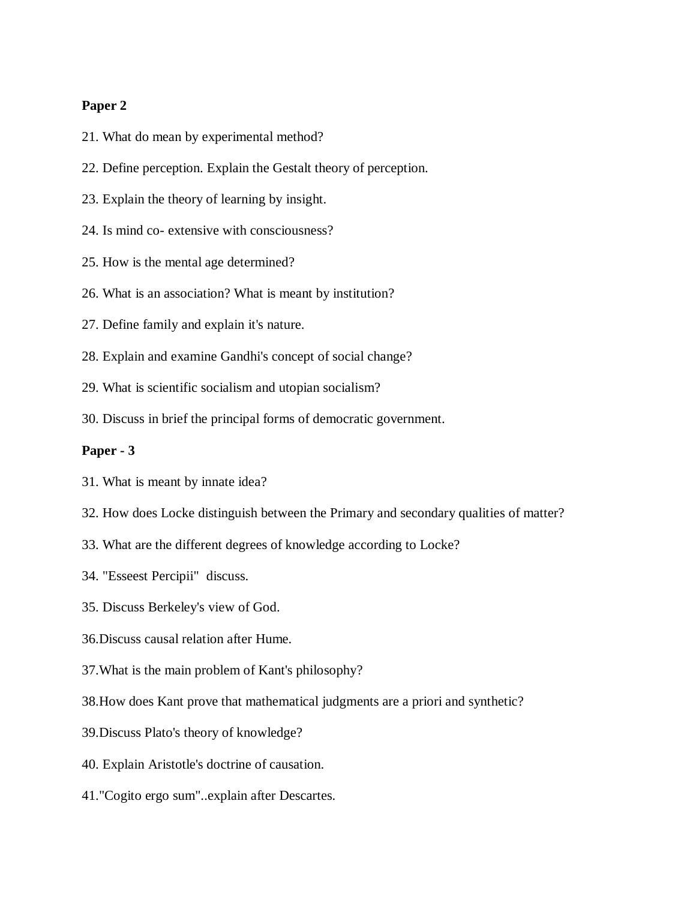**Paper 2**

21. What do mean by experimental method?

22. Define perception. Explain the Gestalt theory of perception.

23. Explain the theory of learning by insight.

24. Is mind co- extensive with consciousness?

25. How is the mental age determined?

26. What is an association? What is meant by institution?

27. Define family and explain it's nature.

28. Explain and examine Gandhi's concept of social change?

29. What is scientific socialism and utopian socialism?

30. Discuss in brief the principal forms of democratic government.

**Paper - 3**

31. What is meant by innate idea?

32. How does Locke distinguish between the Primary and secondary qualities of matter?

33. What are the different degrees of knowledge according to Locke?

34. "Esseest Percipii" discuss.

35. Discuss Berkeley's view of God.

36.Discuss causal relation after Hume.

37.What is the main problem of Kant's philosophy?

38.How does Kant prove that mathematical judgments are a priori and synthetic?

39.Discuss Plato's theory of knowledge?

40. Explain Aristotle's doctrine of causation.

41."Cogito ergo sum"..explain after Descartes.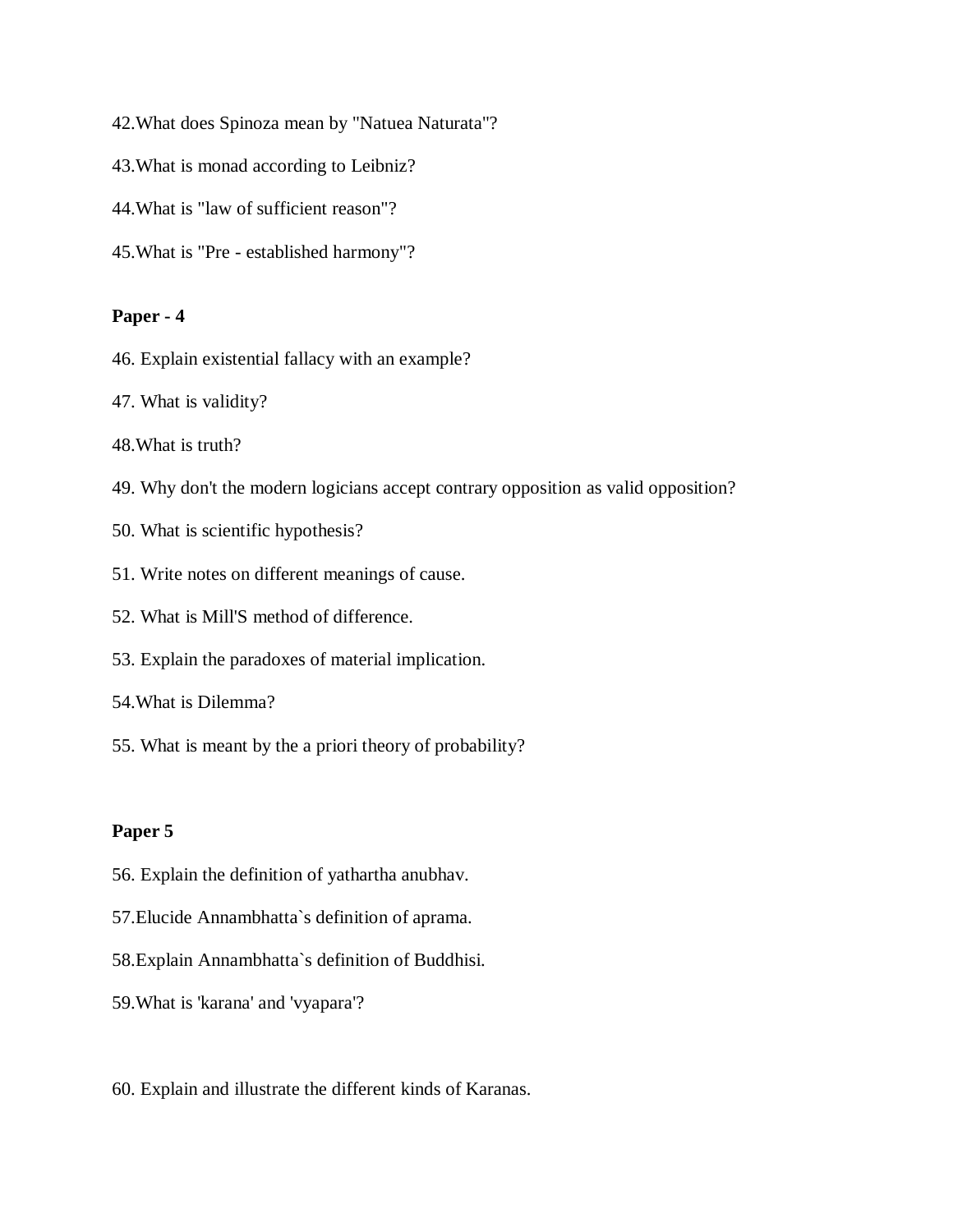42.What does Spinoza mean by "Natuea Naturata"?

43.What is monad according to Leibniz?

44.What is "law of sufficient reason"?

45.What is "Pre - established harmony"?

**Paper - 4**

46. Explain existential fallacy with an example?

47. What is validity?

48.What is truth?

49. Why don't the modern logicians accept contrary opposition as valid opposition?

50. What is scientific hypothesis?

51. Write notes on different meanings of cause.

52. What is Mill'S method of difference.

53. Explain the paradoxes of material implication.

54.What is Dilemma?

55. What is meant by the a priori theory of probability?

**Paper 5**

56. Explain the definition of yathartha anubhav.

57.Elucide Annambhatta`s definition of aprama.

58.Explain Annambhatta`s definition of Buddhisi.

59.What is 'karana' and 'vyapara'?

60. Explain and illustrate the different kinds of Karanas.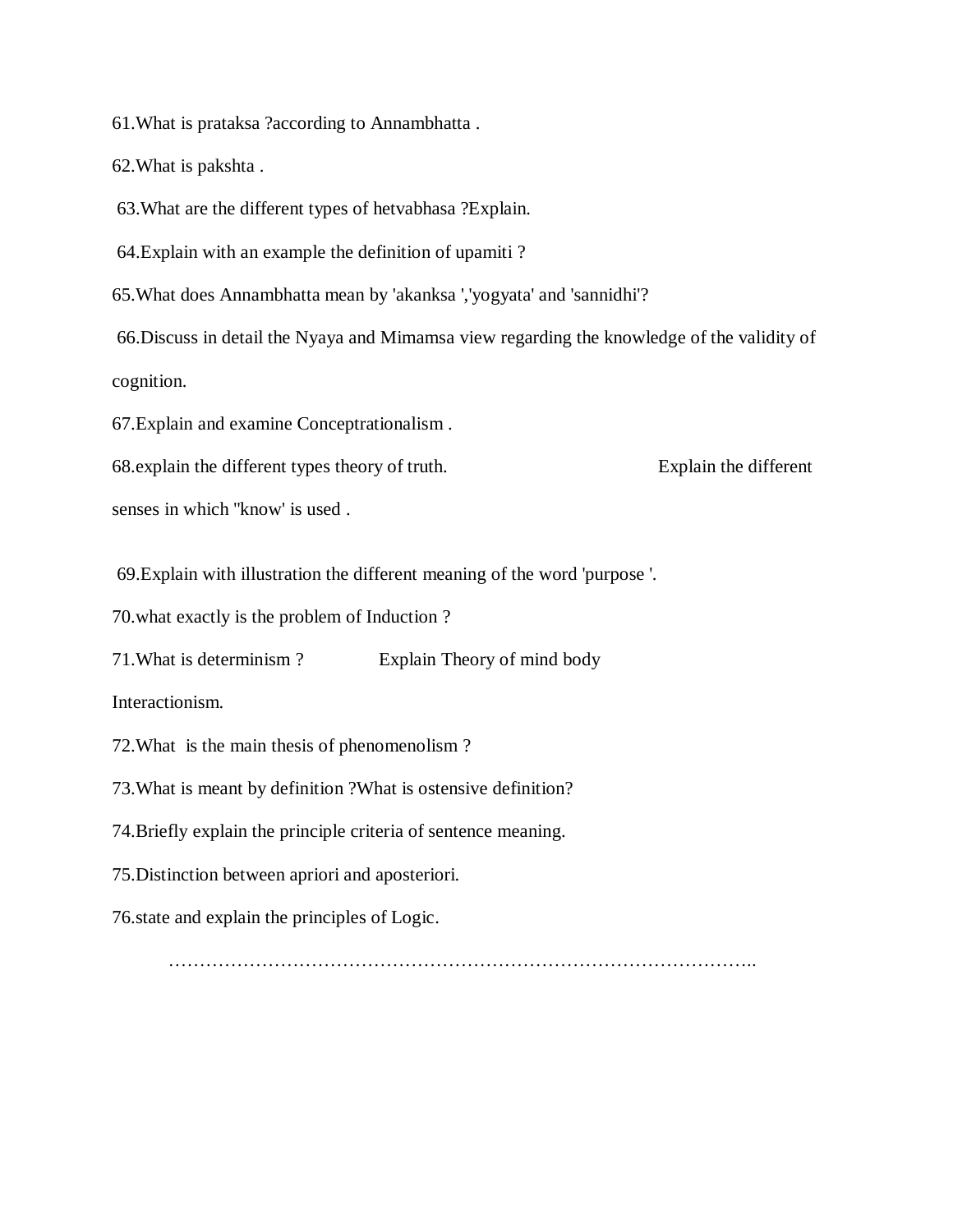61.What is prataksa ?according to Annambhatta .

62.What is pakshta .

63.What are the different types of hetvabhasa ?Explain.

64.Explain with an example the definition of upamiti ?

65.What does Annambhatta mean by 'akanksa ','yogyata' and 'sannidhi'?

66.Discuss in detail the Nyaya and Mimamsa view regarding the knowledge of the validity of cognition.

67.Explain and examine Conceptrationalism .

68.explain the different types theory of truth. Explain the different senses in which ''know' is used .

69.Explain with illustration the different meaning of the word 'purpose '.

70.what exactly is the problem of Induction ?

71.What is determinism ? Explain Theory of mind body Interactionism.

72.What is the main thesis of phenomenolism ?

73.What is meant by definition ?What is ostensive definition?

74.Briefly explain the principle criteria of sentence meaning.

75.Distinction between apriori and aposteriori.

76.state and explain the principles of Logic.

……………………………………………………………………………………..